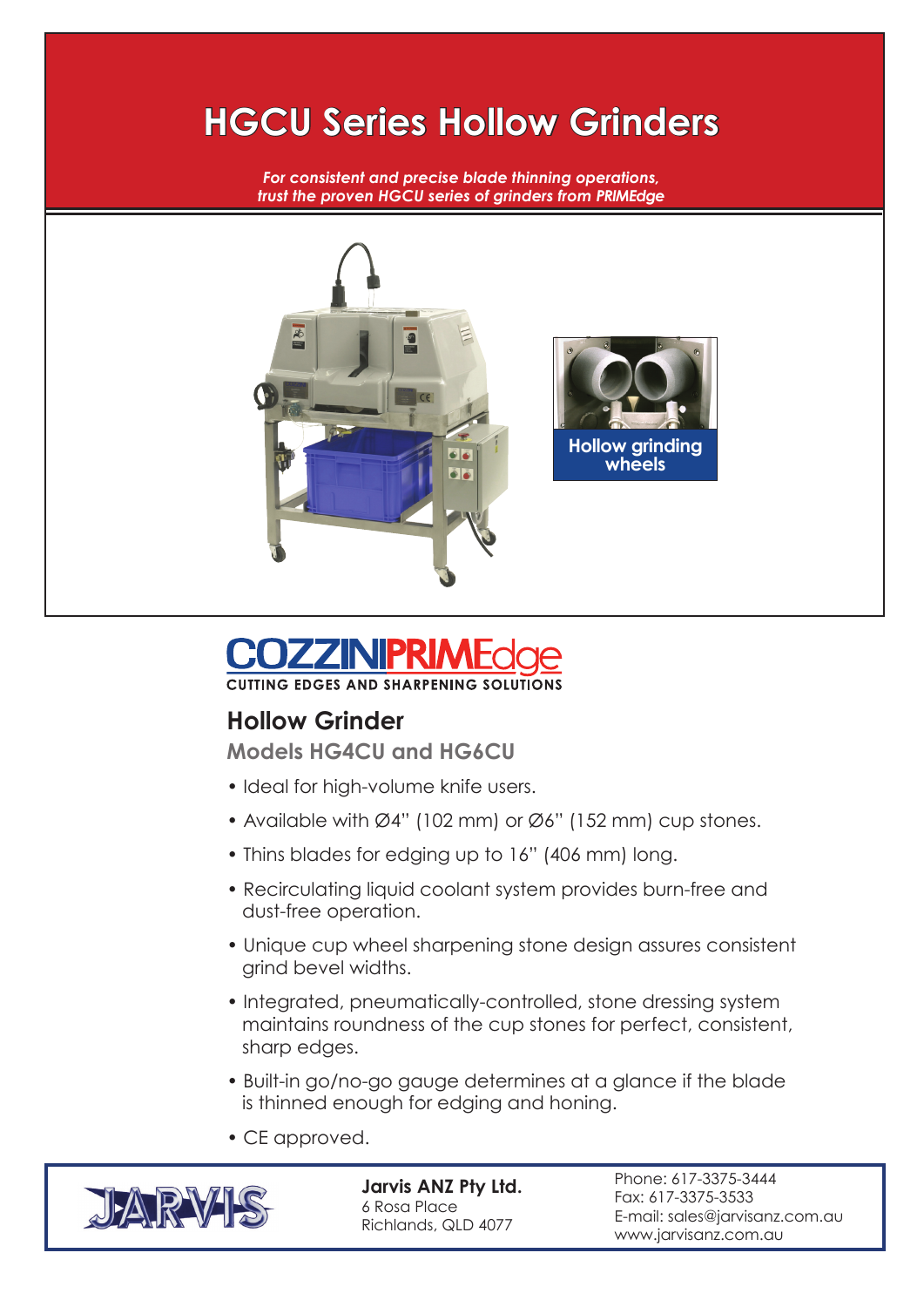# HGCU Series Hollow Grinders

*For consistent and precise blade thinning operations, trust the proven HGCU series of grinders from PRIMEdge*

Hollow grinding wheels

COZZINIPRIMEdge
CUTTING EDGES AND SHARPENING SOLUTIONS

## Hollow Grinder

### Models HG4CU and HG6CU

- Ideal for high-volume knife users.
- Available with Ø4" (102 mm) or Ø6" (152 mm) cup stones.
- Thins blades for edging up to 16" (406 mm) long.
- Recirculating liquid coolant system provides burn-free and dust-free operation.
- Unique cup wheel sharpening stone design assures consistent grind bevel widths.
- Integrated, pneumatically-controlled, stone dressing system maintains roundness of the cup stones for perfect, consistent, sharp edges.
- Built-in go/no-go gauge determines at a glance if the blade is thinned enough for edging and honing.
- CE approved.

JARVIS

**Jarvis ANZ Pty Ltd.**
6 Rosa Place
Richlands, QLD 4077

Phone: 617-3375-3444
Fax: 617-3375-3533
E-mail: sales@jarvisanz.com.au
www.jarvisanz.com.au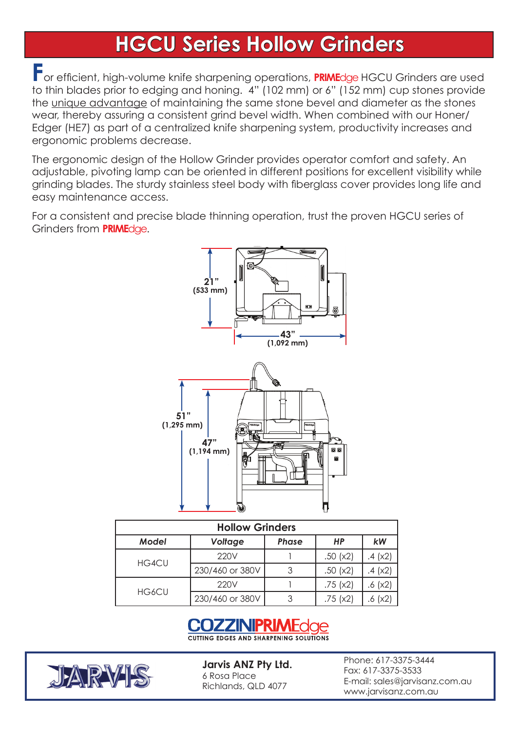# HGCU Series Hollow Grinders

For efficient, high-volume knife sharpening operations, **PRIME**dge HGCU Grinders are used to thin blades prior to edging and honing. 4" (102 mm) or 6" (152 mm) cup stones provide the unique advantage of maintaining the same stone bevel and diameter as the stones wear, thereby assuring a consistent grind bevel width. When combined with our Honer/ Edger (HE7) as part of a centralized knife sharpening system, productivity increases and ergonomic problems decrease.

The ergonomic design of the Hollow Grinder provides operator comfort and safety. An adjustable, pivoting lamp can be oriented in different positions for excellent visibility while grinding blades. The sturdy stainless steel body with fiberglass cover provides long life and easy maintenance access.

For a consistent and precise blade thinning operation, trust the proven HGCU series of Grinders from **PRIME**dge.

21" (533 mm)

43" (1,092 mm)

51" (1,295 mm)

47" (1,194 mm)

| Hollow Grinders | | | | |
|---|---|---|---|---|
| ***Model*** | ***Voltage*** | ***Phase*** | ***HP*** | ***kW*** |
| HG4CU | 220V | 1 | .50 (x2) | .4 (x2) |
| | 230/460 or 380V | 3 | .50 (x2) | .4 (x2) |
| HG6CU | 220V | 1 | .75 (x2) | .6 (x2) |
| | 230/460 or 380V | 3 | .75 (x2) | .6 (x2) |

**COZZINI PRIME**Edge
CUTTING EDGES AND SHARPENING SOLUTIONS

JARVIS

**Jarvis ANZ Pty Ltd.**
6 Rosa Place
Richlands, QLD 4077

Phone: 617-3375-3444
Fax: 617-3375-3533
E-mail: sales@jarvisanz.com.au
www.jarvisanz.com.au